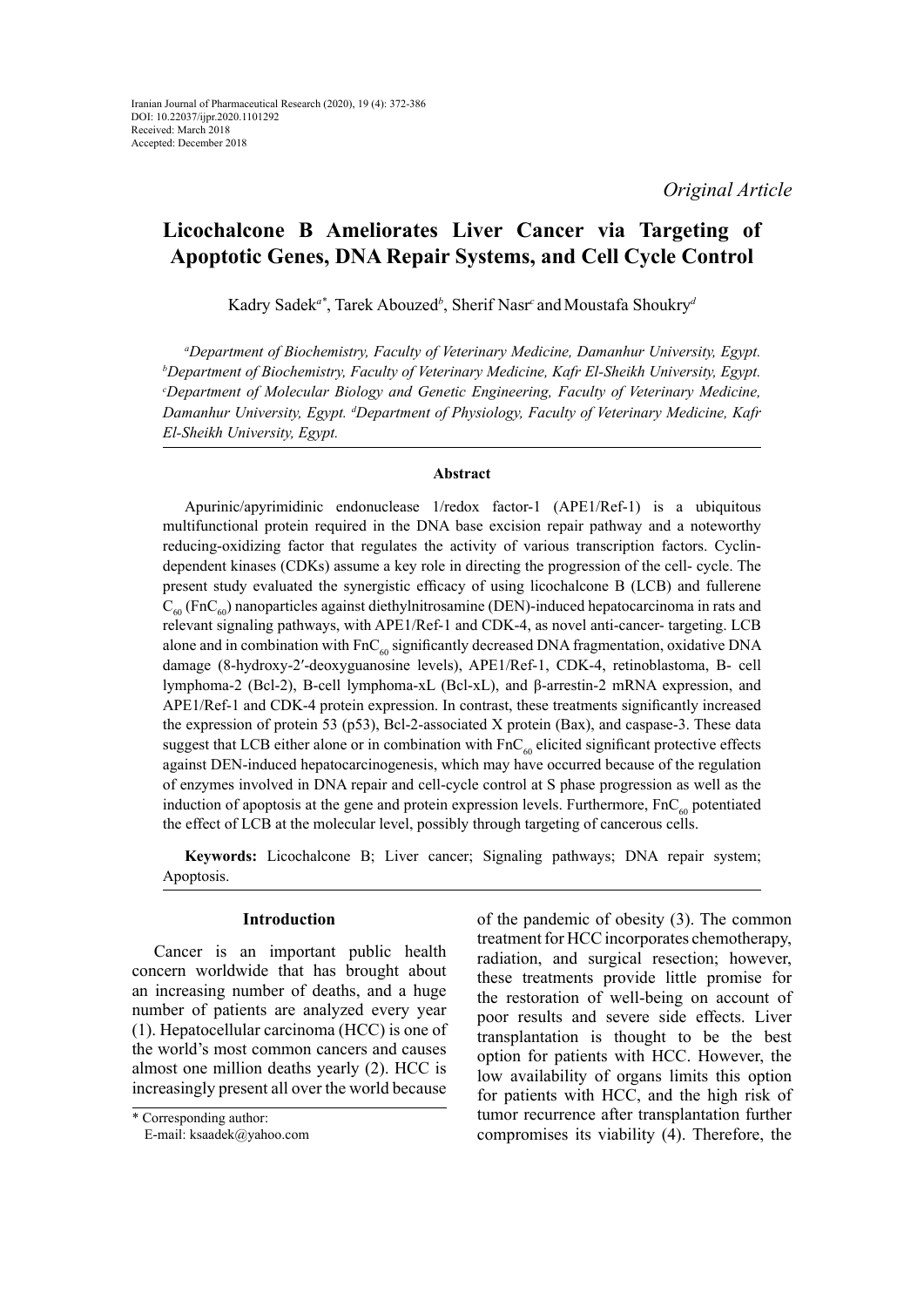Iranian Journal of Pharmaceutical Research (2020), 19 (4): 372-386
DOI: 10.22037/ijpr.2020.1101292
Received: March 2018
Accepted: December 2018

*Original Article*

# Licochalcone B Ameliorates Liver Cancer via Targeting of Apoptotic Genes, DNA Repair Systems, and Cell Cycle Control

Kadry Sadek[a*], Tarek Abouzed[b], Sherif Nasr[c] and Moustafa Shoukry[d]

[a]*Department of Biochemistry, Faculty of Veterinary Medicine, Damanhur University, Egypt.* [b]*Department of Biochemistry, Faculty of Veterinary Medicine, Kafr El-Sheikh University, Egypt.* [c]*Department of Molecular Biology and Genetic Engineering, Faculty of Veterinary Medicine, Damanhur University, Egypt.* [d]*Department of Physiology, Faculty of Veterinary Medicine, Kafr El-Sheikh University, Egypt.*

## Abstract

Apurinic/apyrimidinic endonuclease 1/redox factor-1 (APE1/Ref-1) is a ubiquitous multifunctional protein required in the DNA base excision repair pathway and a noteworthy reducing-oxidizing factor that regulates the activity of various transcription factors. Cyclin-dependent kinases (CDKs) assume a key role in directing the progression of the cell- cycle. The present study evaluated the synergistic efficacy of using licochalcone B (LCB) and fullerene $C_{60}$ ($FnC_{60}$) nanoparticles against diethylnitrosamine (DEN)-induced hepatocarcinoma in rats and relevant signaling pathways, with APE1/Ref-1 and CDK-4, as novel anti-cancer- targeting. LCB alone and in combination with $FnC_{60}$ significantly decreased DNA fragmentation, oxidative DNA damage (8-hydroxy-2′-deoxyguanosine levels), APE1/Ref-1, CDK-4, retinoblastoma, B- cell lymphoma-2 (Bcl-2), B-cell lymphoma-xL (Bcl-xL), and β-arrestin-2 mRNA expression, and APE1/Ref-1 and CDK-4 protein expression. In contrast, these treatments significantly increased the expression of protein 53 (p53), Bcl-2-associated X protein (Bax), and caspase-3. These data suggest that LCB either alone or in combination with $FnC_{60}$ elicited significant protective effects against DEN-induced hepatocarcinogenesis, which may have occurred because of the regulation of enzymes involved in DNA repair and cell-cycle control at S phase progression as well as the induction of apoptosis at the gene and protein expression levels. Furthermore, $FnC_{60}$ potentiated the effect of LCB at the molecular level, possibly through targeting of cancerous cells.

**Keywords:** Licochalcone B; Liver cancer; Signaling pathways; DNA repair system; Apoptosis.

## Introduction

Cancer is an important public health concern worldwide that has brought about an increasing number of deaths, and a huge number of patients are analyzed every year (1). Hepatocellular carcinoma (HCC) is one of the world's most common cancers and causes almost one million deaths yearly (2). HCC is increasingly present all over the world because of the pandemic of obesity (3). The common treatment for HCC incorporates chemotherapy, radiation, and surgical resection; however, these treatments provide little promise for the restoration of well-being on account of poor results and severe side effects. Liver transplantation is thought to be the best option for patients with HCC. However, the low availability of organs limits this option for patients with HCC, and the high risk of tumor recurrence after transplantation further compromises its viability (4). Therefore, the

\* Corresponding author:
E-mail: ksaadek@yahoo.com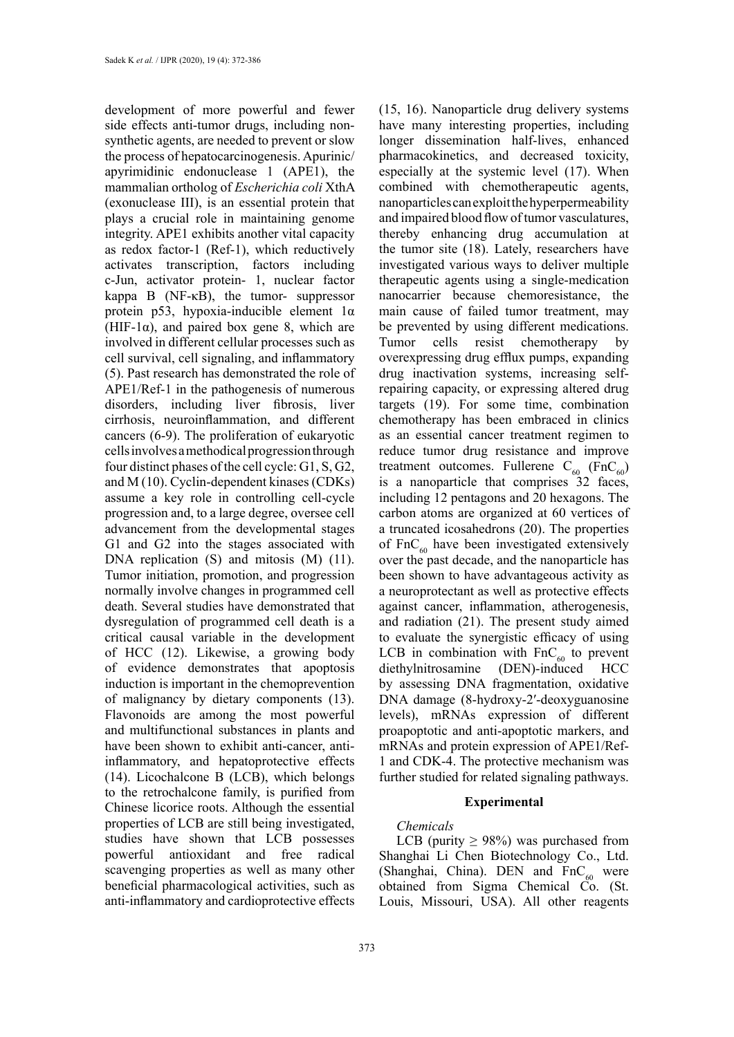development of more powerful and fewer side effects anti-tumor drugs, including non-synthetic agents, are needed to prevent or slow the process of hepatocarcinogenesis. Apurinic/apyrimidinic endonuclease 1 (APE1), the mammalian ortholog of *Escherichia coli* XthA (exonuclease III), is an essential protein that plays a crucial role in maintaining genome integrity. APE1 exhibits another vital capacity as redox factor-1 (Ref-1), which reductively activates transcription, factors including c-Jun, activator protein- 1, nuclear factor kappa B (NF-κB), the tumor- suppressor protein p53, hypoxia-inducible element 1α (HIF-1α), and paired box gene 8, which are involved in different cellular processes such as cell survival, cell signaling, and inflammatory (5). Past research has demonstrated the role of APE1/Ref-1 in the pathogenesis of numerous disorders, including liver fibrosis, liver cirrhosis, neuroinflammation, and different cancers (6-9). The proliferation of eukaryotic cells involves a methodical progression through four distinct phases of the cell cycle: G1, S, G2, and M (10). Cyclin-dependent kinases (CDKs) assume a key role in controlling cell-cycle progression and, to a large degree, oversee cell advancement from the developmental stages G1 and G2 into the stages associated with DNA replication (S) and mitosis (M) (11). Tumor initiation, promotion, and progression normally involve changes in programmed cell death. Several studies have demonstrated that dysregulation of programmed cell death is a critical causal variable in the development of HCC (12). Likewise, a growing body of evidence demonstrates that apoptosis induction is important in the chemoprevention of malignancy by dietary components (13). Flavonoids are among the most powerful and multifunctional substances in plants and have been shown to exhibit anti-cancer, anti-inflammatory, and hepatoprotective effects (14). Licochalcone B (LCB), which belongs to the retrochalcone family, is purified from Chinese licorice roots. Although the essential properties of LCB are still being investigated, studies have shown that LCB possesses powerful antioxidant and free radical scavenging properties as well as many other beneficial pharmacological activities, such as anti-inflammatory and cardioprotective effects (15, 16). Nanoparticle drug delivery systems have many interesting properties, including longer dissemination half-lives, enhanced pharmacokinetics, and decreased toxicity, especially at the systemic level (17). When combined with chemotherapeutic agents, nanoparticles can exploit the hyperpermeability and impaired blood flow of tumor vasculatures, thereby enhancing drug accumulation at the tumor site (18). Lately, researchers have investigated various ways to deliver multiple therapeutic agents using a single-medication nanocarrier because chemoresistance, the main cause of failed tumor treatment, may be prevented by using different medications. Tumor cells resist chemotherapy by overexpressing drug efflux pumps, expanding drug inactivation systems, increasing self-repairing capacity, or expressing altered drug targets (19). For some time, combination chemotherapy has been embraced in clinics as an essential cancer treatment regimen to reduce tumor drug resistance and improve treatment outcomes. Fullerene $C_{60}$ ($FnC_{60}$) is a nanoparticle that comprises 32 faces, including 12 pentagons and 20 hexagons. The carbon atoms are organized at 60 vertices of a truncated icosahedrons (20). The properties of $FnC_{60}$ have been investigated extensively over the past decade, and the nanoparticle has been shown to have advantageous activity as a neuroprotectant as well as protective effects against cancer, inflammation, atherogenesis, and radiation (21). The present study aimed to evaluate the synergistic efficacy of using LCB in combination with $FnC_{60}$ to prevent diethylnitrosamine (DEN)-induced HCC by assessing DNA fragmentation, oxidative DNA damage (8-hydroxy-2′-deoxyguanosine levels), mRNAs expression of different proapoptotic and anti-apoptotic markers, and mRNAs and protein expression of APE1/Ref-1 and CDK-4. The protective mechanism was further studied for related signaling pathways.

## Experimental

*Chemicals*

LCB (purity ≥ 98%) was purchased from Shanghai Li Chen Biotechnology Co., Ltd. (Shanghai, China). DEN and $FnC_{60}$ were obtained from Sigma Chemical Co. (St. Louis, Missouri, USA). All other reagents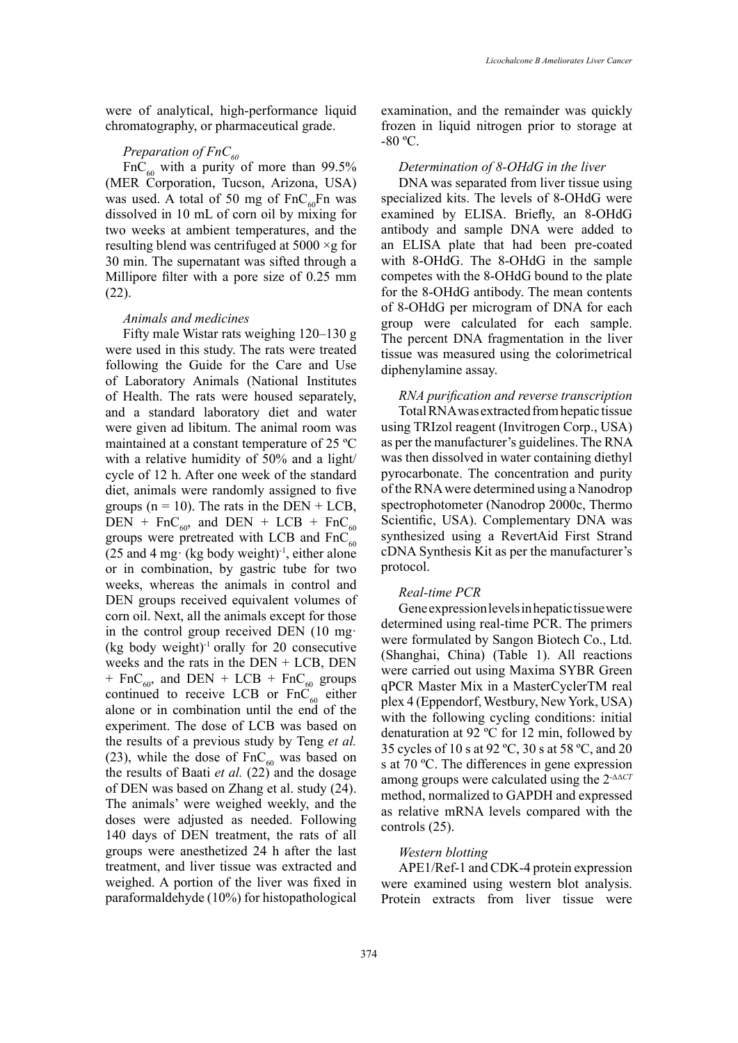were of analytical, high-performance liquid chromatography, or pharmaceutical grade.

### *Preparation of $FnC_{60}$*

$FnC_{60}$ with a purity of more than 99.5% (MER Corporation, Tucson, Arizona, USA) was used. A total of 50 mg of $FnC_{60}Fn$ was dissolved in 10 mL of corn oil by mixing for two weeks at ambient temperatures, and the resulting blend was centrifuged at 5000 ×g for 30 min. The supernatant was sifted through a Millipore filter with a pore size of 0.25 mm (22).

### *Animals and medicines*

Fifty male Wistar rats weighing 120–130 g were used in this study. The rats were treated following the Guide for the Care and Use of Laboratory Animals (National Institutes of Health. The rats were housed separately, and a standard laboratory diet and water were given ad libitum. The animal room was maintained at a constant temperature of 25 ºC with a relative humidity of 50% and a light/ cycle of 12 h. After one week of the standard diet, animals were randomly assigned to five groups (n = 10). The rats in the DEN + LCB, DEN + $FnC_{60}$, and DEN + LCB + $FnC_{60}$ groups were pretreated with LCB and $FnC_{60}$ (25 and 4 mg· (kg body weight)$^{-1}$, either alone or in combination, by gastric tube for two weeks, whereas the animals in control and DEN groups received equivalent volumes of corn oil. Next, all the animals except for those in the control group received DEN (10 mg· (kg body weight)$^{-1}$ orally for 20 consecutive weeks and the rats in the DEN + LCB, DEN + $FnC_{60}$, and DEN + LCB + $FnC_{60}$ groups continued to receive LCB or $FnC_{60}$ either alone or in combination until the end of the experiment. The dose of LCB was based on the results of a previous study by Teng *et al.* (23), while the dose of $FnC_{60}$ was based on the results of Baati *et al.* (22) and the dosage of DEN was based on Zhang et al. study (24). The animals' were weighed weekly, and the doses were adjusted as needed. Following 140 days of DEN treatment, the rats of all groups were anesthetized 24 h after the last treatment, and liver tissue was extracted and weighed. A portion of the liver was fixed in paraformaldehyde (10%) for histopathological examination, and the remainder was quickly frozen in liquid nitrogen prior to storage at -80 ºC.

### *Determination of 8-OHdG in the liver*

DNA was separated from liver tissue using specialized kits. The levels of 8-OHdG were examined by ELISA. Briefly, an 8-OHdG antibody and sample DNA were added to an ELISA plate that had been pre-coated with 8-OHdG. The 8-OHdG in the sample competes with the 8-OHdG bound to the plate for the 8-OHdG antibody. The mean contents of 8-OHdG per microgram of DNA for each group were calculated for each sample. The percent DNA fragmentation in the liver tissue was measured using the colorimetrical diphenylamine assay.

### *RNA purification and reverse transcription*

Total RNA was extracted from hepatic tissue using TRIzol reagent (Invitrogen Corp., USA) as per the manufacturer's guidelines. The RNA was then dissolved in water containing diethyl pyrocarbonate. The concentration and purity of the RNA were determined using a Nanodrop spectrophotometer (Nanodrop 2000c, Thermo Scientific, USA). Complementary DNA was synthesized using a RevertAid First Strand cDNA Synthesis Kit as per the manufacturer's protocol.

### *Real-time PCR*

Gene expression levels in hepatic tissue were determined using real-time PCR. The primers were formulated by Sangon Biotech Co., Ltd. (Shanghai, China) (Table 1). All reactions were carried out using Maxima SYBR Green qPCR Master Mix in a MasterCyclerTM real plex 4 (Eppendorf, Westbury, New York, USA) with the following cycling conditions: initial denaturation at 92 ºC for 12 min, followed by 35 cycles of 10 s at 92 ºC, 30 s at 58 ºC, and 20 s at 70 ºC. The differences in gene expression among groups were calculated using the $2^{-\Delta\Delta CT}$ method, normalized to GAPDH and expressed as relative mRNA levels compared with the controls (25).

### *Western blotting*

APE1/Ref-1 and CDK-4 protein expression were examined using western blot analysis. Protein extracts from liver tissue were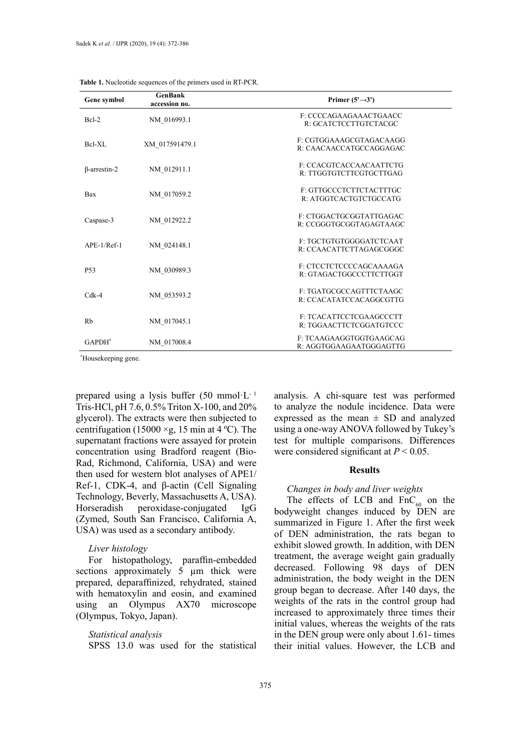**Table 1.** Nucleotide sequences of the primers used in RT-PCR.

| Gene symbol | GenBank accession no. | Primer (5'→3') |
|---|---|---|
| Bcl-2 | NM_016993.1 | F: CCCCAGAAGAAACTGAACC<br>R: GCATCTCCTTGTCTACGC |
| Bcl-XL | XM_017591479.1 | F: CGTGGAAAGCGTAGACAAGG<br>R: CAACAACCATGCCAGGAGAC |
| β-arrestin-2 | NM_012911.1 | F: CCACGTCACCAACAATTCTG<br>R: TTGGTGTCTTCGTGCTTGAG |
| Bax | NM_017059.2 | F: GTTGCCCTCTTCTACTTTGC<br>R: ATGGTCACTGTCTGCCATG |
| Caspase-3 | NM_012922.2 | F: CTGGACTGCGGTATTGAGAC<br>R: CCGGGTGCGGTAGAGTAAGC |
| APE-1/Ref-1 | NM_024148.1 | F: TGCTGTGTGGGGATCTCAAT<br>R: CCAACATTCTTAGAGCGGGC |
| P53 | NM_030989.3 | F: CTCCTCTCCCCAGCAAAAGA<br>R: GTAGACTGGCCCTTCTTGGT |
| Cdk-4 | NM_053593.2 | F: TGATGCGCCAGTTTCTAAGC<br>R: CCACATATCCACAGGCGTTG |
| Rb | NM_017045.1 | F: TCACATTCCTCGAAGCCCTT<br>R: TGGAACTTCTCGGATGTCCC |
| GAPDH* | NM_017008.4 | F: TCAAGAAGGTGGTGAAGCAG<br>R: AGGTGGAAGAATGGGAGTTG |

*Housekeeping gene.

prepared using a lysis buffer (50 mmol·L$^{-1}$ Tris-HCl, pH 7.6, 0.5% Triton X-100, and 20% glycerol). The extracts were then subjected to centrifugation (15000 ×g, 15 min at 4 ºC). The supernatant fractions were assayed for protein concentration using Bradford reagent (Bio-Rad, Richmond, California, USA) and were then used for western blot analyses of APE1/Ref-1, CDK-4, and β-actin (Cell Signaling Technology, Beverly, Massachusetts A, USA). Horseradish peroxidase-conjugated IgG (Zymed, South San Francisco, California A, USA) was used as a secondary antibody.

*Liver histology*

For histopathology, paraffin-embedded sections approximately 5 μm thick were prepared, deparaffinized, rehydrated, stained with hematoxylin and eosin, and examined using an Olympus AX70 microscope (Olympus, Tokyo, Japan).

*Statistical analysis*

SPSS 13.0 was used for the statistical analysis. A chi-square test was performed to analyze the nodule incidence. Data were expressed as the mean ± SD and analyzed using a one-way ANOVA followed by Tukey's test for multiple comparisons. Differences were considered significant at $P < 0.05$.

## Results

*Changes in body and liver weights*

The effects of LCB and $FnC_{60}$ on the bodyweight changes induced by DEN are summarized in Figure 1. After the first week of DEN administration, the rats began to exhibit slowed growth. In addition, with DEN treatment, the average weight gain gradually decreased. Following 98 days of DEN administration, the body weight in the DEN group began to decrease. After 140 days, the weights of the rats in the control group had increased to approximately three times their initial values, whereas the weights of the rats in the DEN group were only about 1.61- times their initial values. However, the LCB and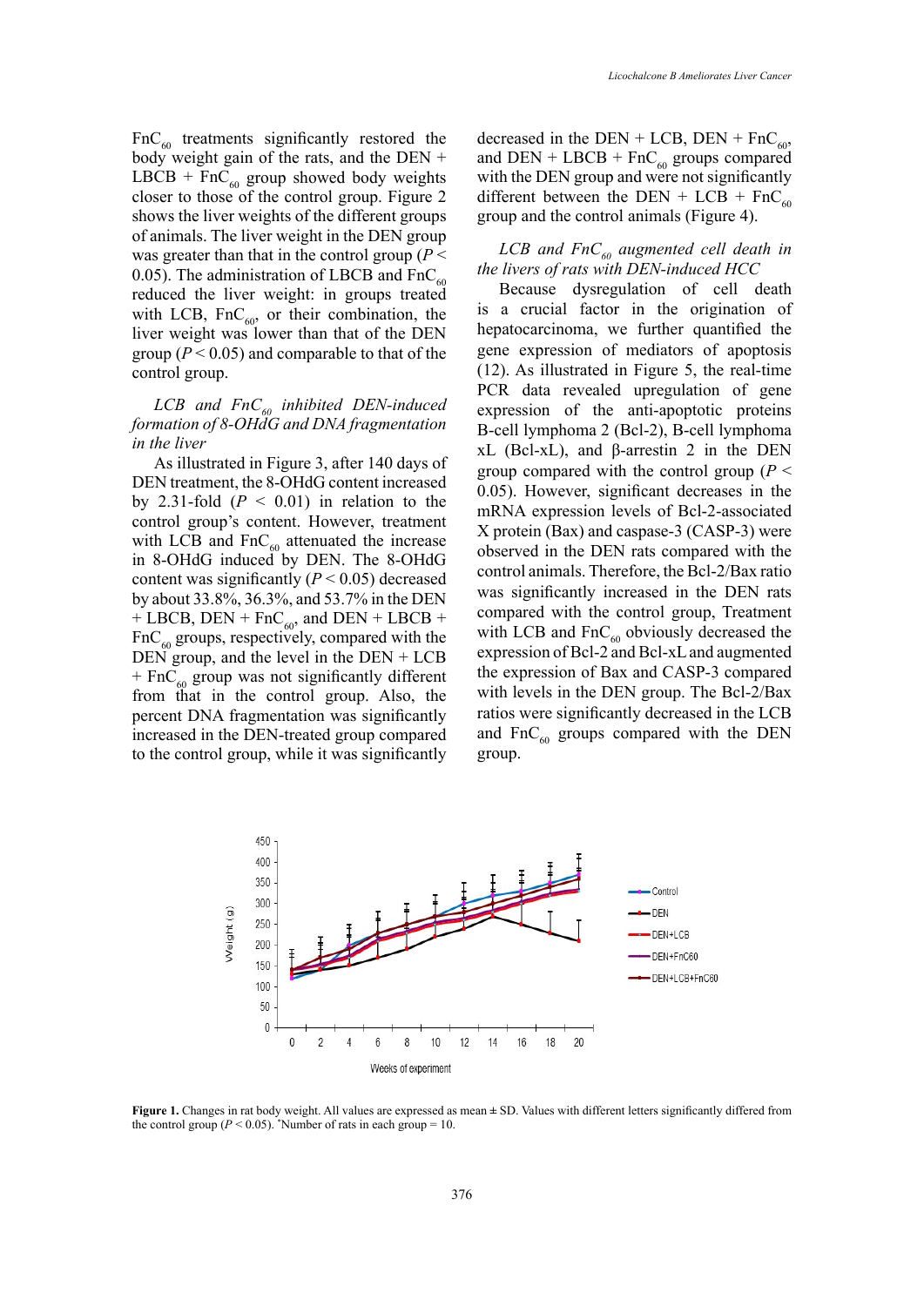FnC$_{60}$ treatments significantly restored the body weight gain of the rats, and the DEN + LBCB + FnC$_{60}$ group showed body weights closer to those of the control group. Figure 2 shows the liver weights of the different groups of animals. The liver weight in the DEN group was greater than that in the control group ($P < 0.05$). The administration of LBCB and FnC$_{60}$ reduced the liver weight: in groups treated with LCB, FnC$_{60}$, or their combination, the liver weight was lower than that of the DEN group ($P < 0.05$) and comparable to that of the control group.

### *LCB and FnC$_{60}$ inhibited DEN-induced formation of 8-OHdG and DNA fragmentation in the liver*

As illustrated in Figure 3, after 140 days of DEN treatment, the 8-OHdG content increased by 2.31-fold ($P < 0.01$) in relation to the control group's content. However, treatment with LCB and FnC$_{60}$ attenuated the increase in 8-OHdG induced by DEN. The 8-OHdG content was significantly ($P < 0.05$) decreased by about 33.8%, 36.3%, and 53.7% in the DEN + LBCB, DEN + FnC$_{60}$, and DEN + LBCB + FnC$_{60}$ groups, respectively, compared with the DEN group, and the level in the DEN + LCB + FnC$_{60}$ group was not significantly different from that in the control group. Also, the percent DNA fragmentation was significantly increased in the DEN-treated group compared to the control group, while it was significantly decreased in the DEN + LCB, DEN + FnC$_{60}$, and DEN + LBCB + FnC$_{60}$ groups compared with the DEN group and were not significantly different between the DEN + LCB + FnC$_{60}$ group and the control animals (Figure 4).

### *LCB and FnC$_{60}$ augmented cell death in the livers of rats with DEN-induced HCC*

Because dysregulation of cell death is a crucial factor in the origination of hepatocarcinoma, we further quantified the gene expression of mediators of apoptosis (12). As illustrated in Figure 5, the real-time PCR data revealed upregulation of gene expression of the anti-apoptotic proteins B-cell lymphoma 2 (Bcl-2), B-cell lymphoma xL (Bcl-xL), and β-arrestin 2 in the DEN group compared with the control group ($P < 0.05$). However, significant decreases in the mRNA expression levels of Bcl-2-associated X protein (Bax) and caspase-3 (CASP-3) were observed in the DEN rats compared with the control animals. Therefore, the Bcl-2/Bax ratio was significantly increased in the DEN rats compared with the control group, Treatment with LCB and FnC$_{60}$ obviously decreased the expression of Bcl-2 and Bcl-xL and augmented the expression of Bax and CASP-3 compared with levels in the DEN group. The Bcl-2/Bax ratios were significantly decreased in the LCB and FnC$_{60}$ groups compared with the DEN group.

**Figure 1.** Changes in rat body weight. All values are expressed as mean ± SD. Values with different letters significantly differed from the control group ($P < 0.05$). *Number of rats in each group = 10.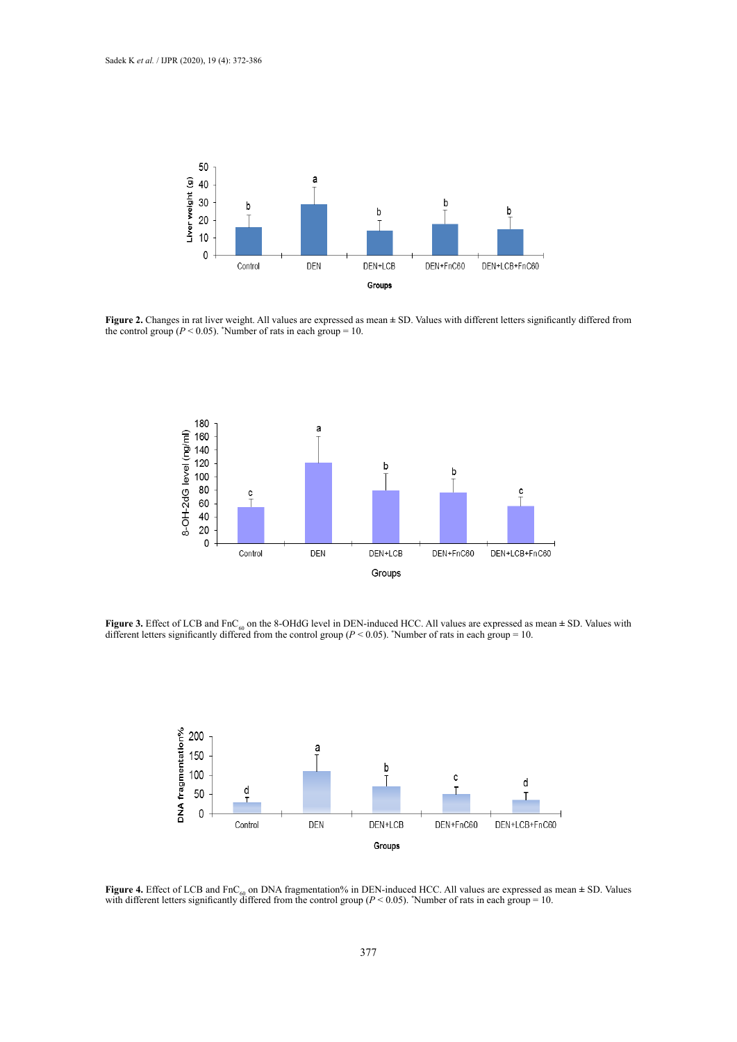**Figure 2.** Changes in rat liver weight. All values are expressed as mean ± SD. Values with different letters significantly differed from the control group ($P < 0.05$). *Number of rats in each group = 10.

**Figure 3.** Effect of LCB and $FnC_{60}$ on the 8-OHdG level in DEN-induced HCC. All values are expressed as mean ± SD. Values with different letters significantly differed from the control group ($P < 0.05$). *Number of rats in each group = 10.

**Figure 4.** Effect of LCB and $FnC_{60}$ on DNA fragmentation% in DEN-induced HCC. All values are expressed as mean ± SD. Values with different letters significantly differed from the control group ($P < 0.05$). *Number of rats in each group = 10.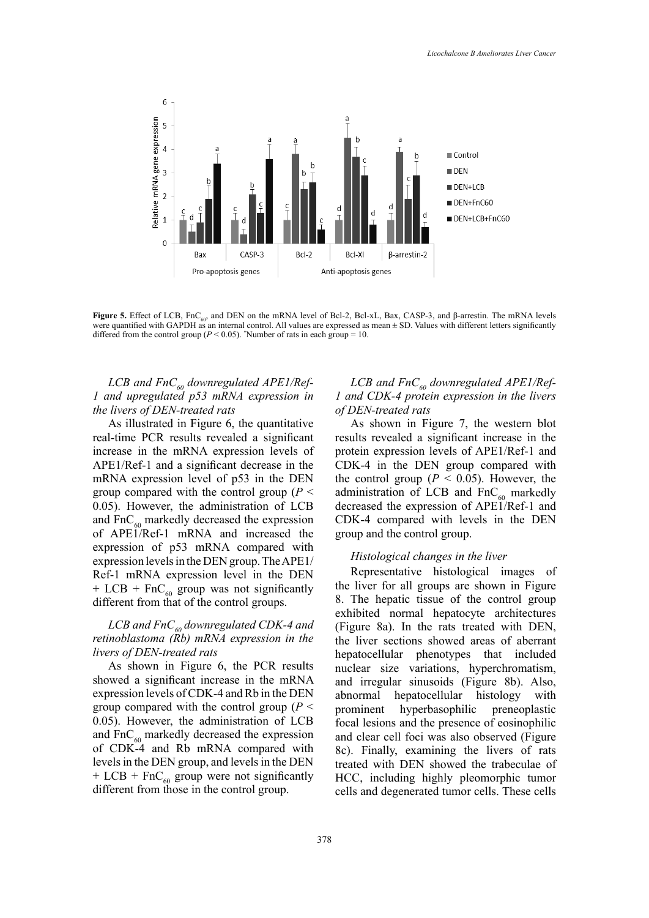**Figure 5.** Effect of LCB, $FnC_{60}$, and DEN on the mRNA level of Bcl-2, Bcl-xL, Bax, CASP-3, and β-arrestin. The mRNA levels were quantified with GAPDH as an internal control. All values are expressed as mean ± SD. Values with different letters significantly differed from the control group ($P < 0.05$). *Number of rats in each group = 10.

### *LCB and $FnC_{60}$ downregulated APE1/Ref-1 and upregulated p53 mRNA expression in the livers of DEN-treated rats*

As illustrated in Figure 6, the quantitative real-time PCR results revealed a significant increase in the mRNA expression levels of APE1/Ref-1 and a significant decrease in the mRNA expression level of p53 in the DEN group compared with the control group ($P < 0.05$). However, the administration of LCB and $FnC_{60}$ markedly decreased the expression of APE1/Ref-1 mRNA and increased the expression of p53 mRNA compared with expression levels in the DEN group. The APE1/Ref-1 mRNA expression level in the DEN + LCB + $FnC_{60}$ group was not significantly different from that of the control groups.

### *LCB and $FnC_{60}$ downregulated CDK-4 and retinoblastoma (Rb) mRNA expression in the livers of DEN-treated rats*

As shown in Figure 6, the PCR results showed a significant increase in the mRNA expression levels of CDK-4 and Rb in the DEN group compared with the control group ($P < 0.05$). However, the administration of LCB and $FnC_{60}$ markedly decreased the expression of CDK-4 and Rb mRNA compared with levels in the DEN group, and levels in the DEN + LCB + $FnC_{60}$ group were not significantly different from those in the control group.

### *LCB and $FnC_{60}$ downregulated APE1/Ref-1 and CDK-4 protein expression in the livers of DEN-treated rats*

As shown in Figure 7, the western blot results revealed a significant increase in the protein expression levels of APE1/Ref-1 and CDK-4 in the DEN group compared with the control group ($P < 0.05$). However, the administration of LCB and $FnC_{60}$ markedly decreased the expression of APE1/Ref-1 and CDK-4 compared with levels in the DEN group and the control group.

### *Histological changes in the liver*

Representative histological images of the liver for all groups are shown in Figure 8. The hepatic tissue of the control group exhibited normal hepatocyte architectures (Figure 8a). In the rats treated with DEN, the liver sections showed areas of aberrant hepatocellular phenotypes that included nuclear size variations, hyperchromatism, and irregular sinusoids (Figure 8b). Also, abnormal hepatocellular histology with prominent hyperbasophilic preneoplastic focal lesions and the presence of eosinophilic and clear cell foci was also observed (Figure 8c). Finally, examining the livers of rats treated with DEN showed the trabeculae of HCC, including highly pleomorphic tumor cells and degenerated tumor cells. These cells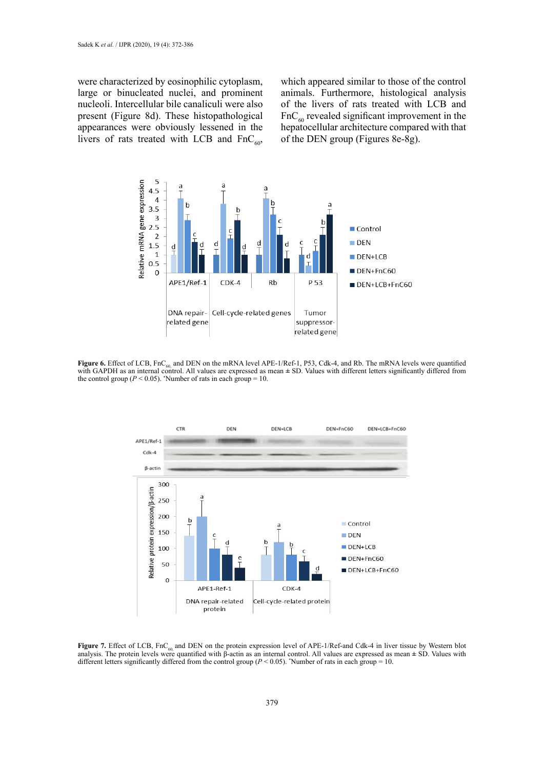were characterized by eosinophilic cytoplasm, large or binucleated nuclei, and prominent nucleoli. Intercellular bile canaliculi were also present (Figure 8d). These histopathological appearances were obviously lessened in the livers of rats treated with LCB and $FnC_{60}$, which appeared similar to those of the control animals. Furthermore, histological analysis of the livers of rats treated with LCB and $FnC_{60}$ revealed significant improvement in the hepatocellular architecture compared with that of the DEN group (Figures 8e-8g).

**Figure 6.** Effect of LCB, $FnC_{60}$ and DEN on the mRNA level APE-1/Ref-1, P53, Cdk-4, and Rb. The mRNA levels were quantified with GAPDH as an internal control. All values are expressed as mean ± SD. Values with different letters significantly differed from the control group ($P < 0.05$). *Number of rats in each group = 10.

**Figure 7.** Effect of LCB, $FnC_{60}$ and DEN on the protein expression level of APE-1/Ref-and Cdk-4 in liver tissue by Western blot analysis. The protein levels were quantified with β-actin as an internal control. All values are expressed as mean ± SD. Values with different letters significantly differed from the control group ($P < 0.05$). *Number of rats in each group = 10.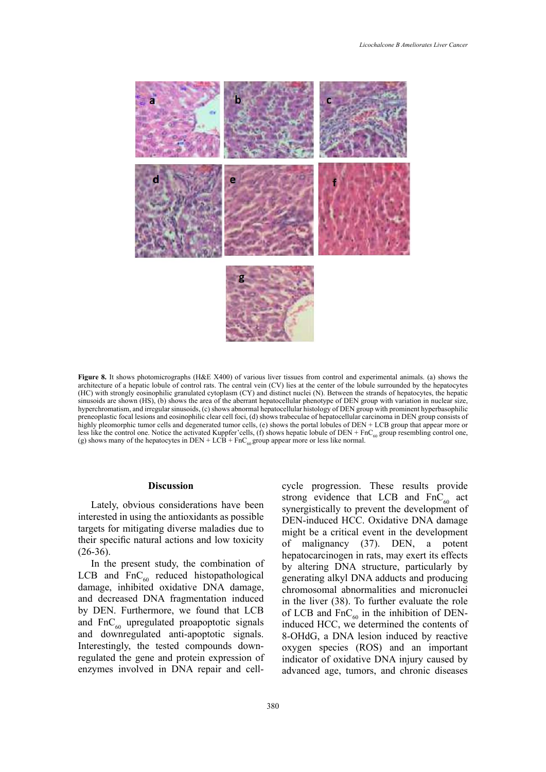**Figure 8.** It shows photomicrographs (H&E X400) of various liver tissues from control and experimental animals. (a) shows the architecture of a hepatic lobule of control rats. The central vein (CV) lies at the center of the lobule surrounded by the hepatocytes (HC) with strongly eosinophilic granulated cytoplasm (CY) and distinct nuclei (N). Between the strands of hepatocytes, the hepatic sinusoids are shown (HS), (b) shows the area of the aberrant hepatocellular phenotype of DEN group with variation in nuclear size, hyperchromatism, and irregular sinusoids, (c) shows abnormal hepatocellular histology of DEN group with prominent hyperbasophilic preneoplastic focal lesions and eosinophilic clear cell foci, (d) shows trabeculae of hepatocellular carcinoma in DEN group consists of highly pleomorphic tumor cells and degenerated tumor cells, (e) shows the portal lobules of DEN + LCB group that appear more or less like the control one. Notice the activated Kuppfer'cells, (f) shows hepatic lobule of DEN + $FnC_{60}$ group resembling control one, (g) shows many of the hepatocytes in DEN + LCB + $FnC_{60}$ group appear more or less like normal.

## Discussion

Lately, obvious considerations have been interested in using the antioxidants as possible targets for mitigating diverse maladies due to their specific natural actions and low toxicity (26-36).

In the present study, the combination of LCB and $FnC_{60}$ reduced histopathological damage, inhibited oxidative DNA damage, and decreased DNA fragmentation induced by DEN. Furthermore, we found that LCB and $FnC_{60}$ upregulated proapoptotic signals and downregulated anti-apoptotic signals. Interestingly, the tested compounds down-regulated the gene and protein expression of enzymes involved in DNA repair and cell-cycle progression. These results provide strong evidence that LCB and $FnC_{60}$ act synergistically to prevent the development of DEN-induced HCC. Oxidative DNA damage might be a critical event in the development of malignancy (37). DEN, a potent hepatocarcinogen in rats, may exert its effects by altering DNA structure, particularly by generating alkyl DNA adducts and producing chromosomal abnormalities and micronuclei in the liver (38). To further evaluate the role of LCB and $FnC_{60}$ in the inhibition of DEN-induced HCC, we determined the contents of 8-OHdG, a DNA lesion induced by reactive oxygen species (ROS) and an important indicator of oxidative DNA injury caused by advanced age, tumors, and chronic diseases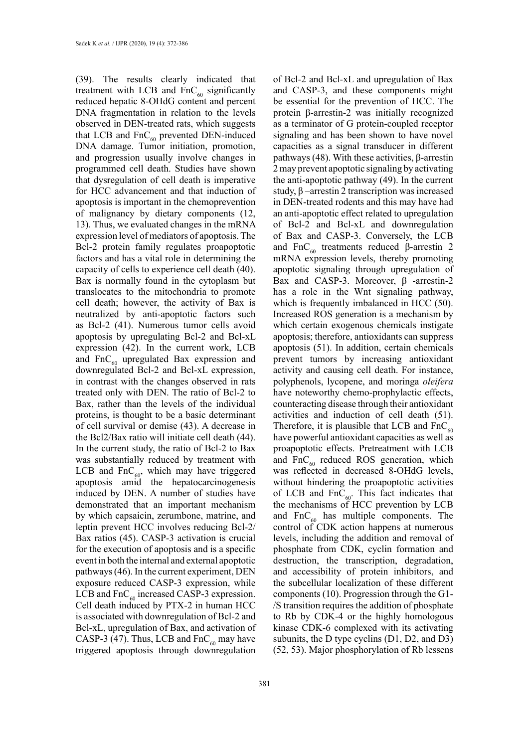(39). The results clearly indicated that treatment with LCB and $FnC_{60}$ significantly reduced hepatic 8-OHdG content and percent DNA fragmentation in relation to the levels observed in DEN-treated rats, which suggests that LCB and $FnC_{60}$ prevented DEN-induced DNA damage. Tumor initiation, promotion, and progression usually involve changes in programmed cell death. Studies have shown that dysregulation of cell death is imperative for HCC advancement and that induction of apoptosis is important in the chemoprevention of malignancy by dietary components (12, 13). Thus, we evaluated changes in the mRNA expression level of mediators of apoptosis. The Bcl-2 protein family regulates proapoptotic factors and has a vital role in determining the capacity of cells to experience cell death (40). Bax is normally found in the cytoplasm but translocates to the mitochondria to promote cell death; however, the activity of Bax is neutralized by anti-apoptotic factors such as Bcl-2 (41). Numerous tumor cells avoid apoptosis by upregulating Bcl-2 and Bcl-xL expression (42). In the current work, LCB and $FnC_{60}$ upregulated Bax expression and downregulated Bcl-2 and Bcl-xL expression, in contrast with the changes observed in rats treated only with DEN. The ratio of Bcl-2 to Bax, rather than the levels of the individual proteins, is thought to be a basic determinant of cell survival or demise (43). A decrease in the Bcl2/Bax ratio will initiate cell death (44). In the current study, the ratio of Bcl-2 to Bax was substantially reduced by treatment with LCB and $FnC_{60}$, which may have triggered apoptosis amid the hepatocarcinogenesis induced by DEN. A number of studies have demonstrated that an important mechanism by which capsaicin, zerumbone, matrine, and leptin prevent HCC involves reducing Bcl-2/Bax ratios (45). CASP-3 activation is crucial for the execution of apoptosis and is a specific event in both the internal and external apoptotic pathways (46). In the current experiment, DEN exposure reduced CASP-3 expression, while LCB and $FnC_{60}$ increased CASP-3 expression. Cell death induced by PTX-2 in human HCC is associated with downregulation of Bcl-2 and Bcl-xL, upregulation of Bax, and activation of CASP-3 (47). Thus, LCB and $FnC_{60}$ may have triggered apoptosis through downregulation of Bcl-2 and Bcl-xL and upregulation of Bax and CASP-3, and these components might be essential for the prevention of HCC. The protein β-arrestin-2 was initially recognized as a terminator of G protein-coupled receptor signaling and has been shown to have novel capacities as a signal transducer in different pathways (48). With these activities, β-arrestin 2 may prevent apoptotic signaling by activating the anti-apoptotic pathway (49). In the current study, β –arrestin 2 transcription was increased in DEN-treated rodents and this may have had an anti-apoptotic effect related to upregulation of Bcl-2 and Bcl-xL and downregulation of Bax and CASP-3. Conversely, the LCB and $FnC_{60}$ treatments reduced β-arrestin 2 mRNA expression levels, thereby promoting apoptotic signaling through upregulation of Bax and CASP-3. Moreover, β -arrestin-2 has a role in the Wnt signaling pathway, which is frequently imbalanced in HCC (50). Increased ROS generation is a mechanism by which certain exogenous chemicals instigate apoptosis; therefore, antioxidants can suppress apoptosis (51). In addition, certain chemicals prevent tumors by increasing antioxidant activity and causing cell death. For instance, polyphenols, lycopene, and moringa *oleifera* have noteworthy chemo-prophylactic effects, counteracting disease through their antioxidant activities and induction of cell death (51). Therefore, it is plausible that LCB and $FnC_{60}$ have powerful antioxidant capacities as well as proapoptotic effects. Pretreatment with LCB and $FnC_{60}$ reduced ROS generation, which was reflected in decreased 8-OHdG levels, without hindering the proapoptotic activities of LCB and $FnC_{60}$. This fact indicates that the mechanisms of HCC prevention by LCB and $FnC_{60}$ has multiple components. The control of CDK action happens at numerous levels, including the addition and removal of phosphate from CDK, cyclin formation and destruction, the transcription, degradation, and accessibility of protein inhibitors, and the subcellular localization of these different components (10). Progression through the G1-/S transition requires the addition of phosphate to Rb by CDK-4 or the highly homologous kinase CDK-6 complexed with its activating subunits, the D type cyclins (D1, D2, and D3) (52, 53). Major phosphorylation of Rb lessens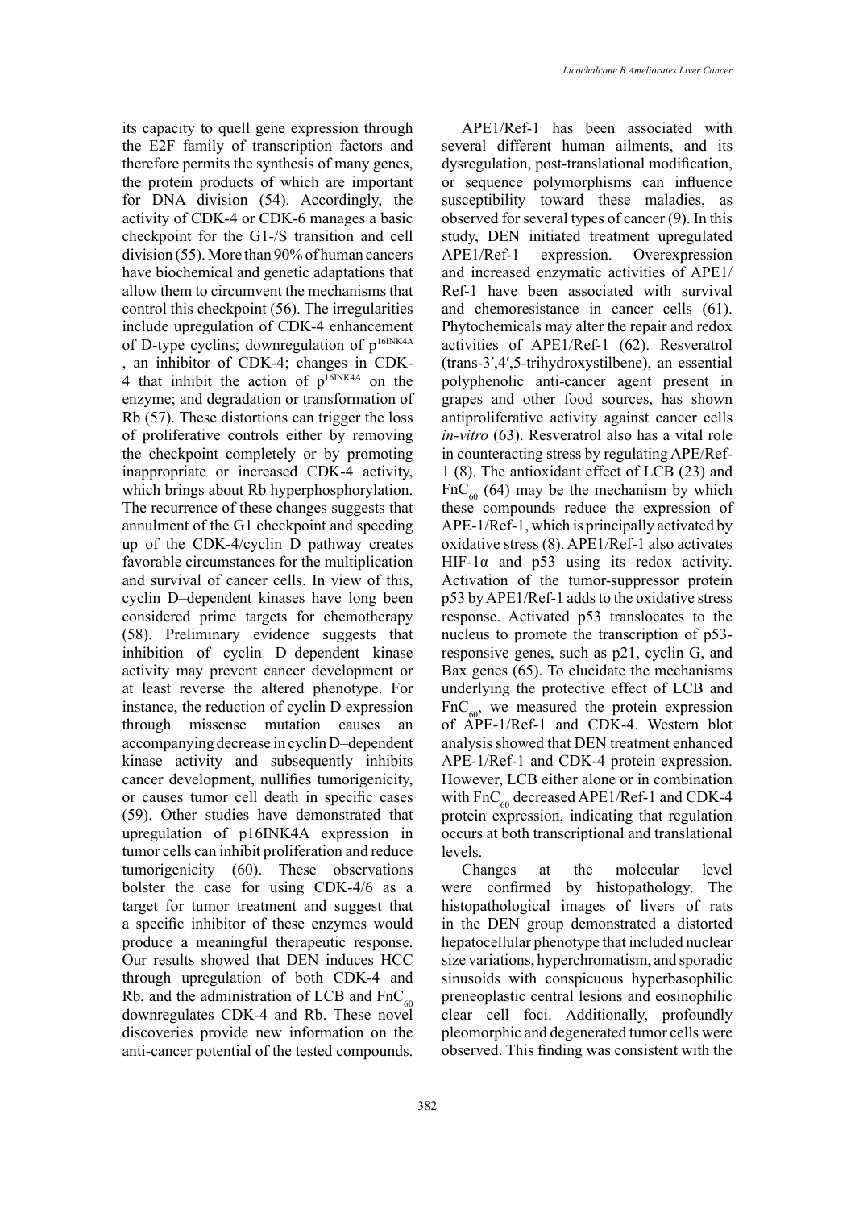its capacity to quell gene expression through the E2F family of transcription factors and therefore permits the synthesis of many genes, the protein products of which are important for DNA division (54). Accordingly, the activity of CDK-4 or CDK-6 manages a basic checkpoint for the G1-/S transition and cell division (55). More than 90% of human cancers have biochemical and genetic adaptations that allow them to circumvent the mechanisms that control this checkpoint (56). The irregularities include upregulation of CDK-4 enhancement of D-type cyclins; downregulation of $p^{16INK4A}$, an inhibitor of CDK-4; changes in CDK-4 that inhibit the action of $p^{16INK4A}$ on the enzyme; and degradation or transformation of Rb (57). These distortions can trigger the loss of proliferative controls either by removing the checkpoint completely or by promoting inappropriate or increased CDK-4 activity, which brings about Rb hyperphosphorylation. The recurrence of these changes suggests that annulment of the G1 checkpoint and speeding up of the CDK-4/cyclin D pathway creates favorable circumstances for the multiplication and survival of cancer cells. In view of this, cyclin D–dependent kinases have long been considered prime targets for chemotherapy (58). Preliminary evidence suggests that inhibition of cyclin D–dependent kinase activity may prevent cancer development or at least reverse the altered phenotype. For instance, the reduction of cyclin D expression through missense mutation causes an accompanying decrease in cyclin D–dependent kinase activity and subsequently inhibits cancer development, nullifies tumorigenicity, or causes tumor cell death in specific cases (59). Other studies have demonstrated that upregulation of p16INK4A expression in tumor cells can inhibit proliferation and reduce tumorigenicity (60). These observations bolster the case for using CDK-4/6 as a target for tumor treatment and suggest that a specific inhibitor of these enzymes would produce a meaningful therapeutic response. Our results showed that DEN induces HCC through upregulation of both CDK-4 and Rb, and the administration of LCB and $FnC_{60}$ downregulates CDK-4 and Rb. These novel discoveries provide new information on the anti-cancer potential of the tested compounds.

APE1/Ref-1 has been associated with several different human ailments, and its dysregulation, post-translational modification, or sequence polymorphisms can influence susceptibility toward these maladies, as observed for several types of cancer (9). In this study, DEN initiated treatment upregulated APE1/Ref-1 expression. Overexpression and increased enzymatic activities of APE1/Ref-1 have been associated with survival and chemoresistance in cancer cells (61). Phytochemicals may alter the repair and redox activities of APE1/Ref-1 (62). Resveratrol (trans-3′,4′,5-trihydroxystilbene), an essential polyphenolic anti-cancer agent present in grapes and other food sources, has shown antiproliferative activity against cancer cells *in-vitro* (63). Resveratrol also has a vital role in counteracting stress by regulating APE/Ref-1 (8). The antioxidant effect of LCB (23) and $FnC_{60}$ (64) may be the mechanism by which these compounds reduce the expression of APE-1/Ref-1, which is principally activated by oxidative stress (8). APE1/Ref-1 also activates HIF-1α and p53 using its redox activity. Activation of the tumor-suppressor protein p53 by APE1/Ref-1 adds to the oxidative stress response. Activated p53 translocates to the nucleus to promote the transcription of p53-responsive genes, such as p21, cyclin G, and Bax genes (65). To elucidate the mechanisms underlying the protective effect of LCB and $FnC_{60}$, we measured the protein expression of APE-1/Ref-1 and CDK-4. Western blot analysis showed that DEN treatment enhanced APE-1/Ref-1 and CDK-4 protein expression. However, LCB either alone or in combination with $FnC_{60}$ decreased APE1/Ref-1 and CDK-4 protein expression, indicating that regulation occurs at both transcriptional and translational levels.

Changes at the molecular level were confirmed by histopathology. The histopathological images of livers of rats in the DEN group demonstrated a distorted hepatocellular phenotype that included nuclear size variations, hyperchromatism, and sporadic sinusoids with conspicuous hyperbasophilic preneoplastic central lesions and eosinophilic clear cell foci. Additionally, profoundly pleomorphic and degenerated tumor cells were observed. This finding was consistent with the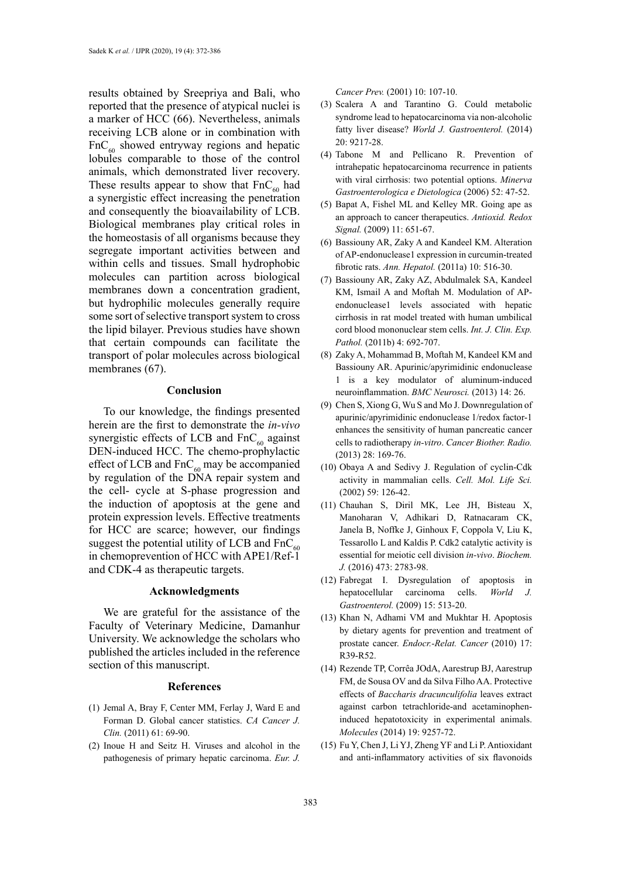results obtained by Sreepriya and Bali, who reported that the presence of atypical nuclei is a marker of HCC (66). Nevertheless, animals receiving LCB alone or in combination with $FnC_{60}$ showed entryway regions and hepatic lobules comparable to those of the control animals, which demonstrated liver recovery. These results appear to show that $FnC_{60}$ had a synergistic effect increasing the penetration and consequently the bioavailability of LCB. Biological membranes play critical roles in the homeostasis of all organisms because they segregate important activities between and within cells and tissues. Small hydrophobic molecules can partition across biological membranes down a concentration gradient, but hydrophilic molecules generally require some sort of selective transport system to cross the lipid bilayer. Previous studies have shown that certain compounds can facilitate the transport of polar molecules across biological membranes (67).

## Conclusion

To our knowledge, the findings presented herein are the first to demonstrate the *in-vivo* synergistic effects of LCB and $FnC_{60}$ against DEN-induced HCC. The chemo-prophylactic effect of LCB and $FnC_{60}$ may be accompanied by regulation of the DNA repair system and the cell- cycle at S-phase progression and the induction of apoptosis at the gene and protein expression levels. Effective treatments for HCC are scarce; however, our findings suggest the potential utility of LCB and $FnC_{60}$ in chemoprevention of HCC with APE1/Ref-1 and CDK-4 as therapeutic targets.

## Acknowledgments

We are grateful for the assistance of the Faculty of Veterinary Medicine, Damanhur University. We acknowledge the scholars who published the articles included in the reference section of this manuscript.

## References

(1) Jemal A, Bray F, Center MM, Ferlay J, Ward E and Forman D. Global cancer statistics. *CA Cancer J. Clin.* (2011) 61: 69-90.

(2) Inoue H and Seitz H. Viruses and alcohol in the pathogenesis of primary hepatic carcinoma. *Eur. J. Cancer Prev.* (2001) 10: 107-10.

(3) Scalera A and Tarantino G. Could metabolic syndrome lead to hepatocarcinoma via non-alcoholic fatty liver disease? *World J. Gastroenterol.* (2014) 20: 9217-28.

(4) Tabone M and Pellicano R. Prevention of intrahepatic hepatocarcinoma recurrence in patients with viral cirrhosis: two potential options. *Minerva Gastroenterologica e Dietologica* (2006) 52: 47-52.

(5) Bapat A, Fishel ML and Kelley MR. Going ape as an approach to cancer therapeutics. *Antioxid. Redox Signal.* (2009) 11: 651-67.

(6) Bassiouny AR, Zaky A and Kandeel KM. Alteration of AP-endonuclease1 expression in curcumin-treated fibrotic rats. *Ann. Hepatol.* (2011a) 10: 516-30.

(7) Bassiouny AR, Zaky AZ, Abdulmalek SA, Kandeel KM, Ismail A and Moftah M. Modulation of AP-endonuclease1 levels associated with hepatic cirrhosis in rat model treated with human umbilical cord blood mononuclear stem cells. *Int. J. Clin. Exp. Pathol.* (2011b) 4: 692-707.

(8) Zaky A, Mohammad B, Moftah M, Kandeel KM and Bassiouny AR. Apurinic/apyrimidinic endonuclease 1 is a key modulator of aluminum-induced neuroinflammation. *BMC Neurosci.* (2013) 14: 26.

(9) Chen S, Xiong G, Wu S and Mo J. Downregulation of apurinic/apyrimidinic endonuclease 1/redox factor-1 enhances the sensitivity of human pancreatic cancer cells to radiotherapy *in-vitro*. *Cancer Biother. Radio.* (2013) 28: 169-76.

(10) Obaya A and Sedivy J. Regulation of cyclin-Cdk activity in mammalian cells. *Cell. Mol. Life Sci.* (2002) 59: 126-42.

(11) Chauhan S, Diril MK, Lee JH, Bisteau X, Manoharan V, Adhikari D, Ratnacaram CK, Janela B, Noffke J, Ginhoux F, Coppola V, Liu K, Tessarollo L and Kaldis P. Cdk2 catalytic activity is essential for meiotic cell division *in-vivo*. *Biochem. J.* (2016) 473: 2783-98.

(12) Fabregat I. Dysregulation of apoptosis in hepatocellular carcinoma cells. *World J. Gastroenterol.* (2009) 15: 513-20.

(13) Khan N, Adhami VM and Mukhtar H. Apoptosis by dietary agents for prevention and treatment of prostate cancer. *Endocr.-Relat. Cancer* (2010) 17: R39-R52.

(14) Rezende TP, Corrêa JOdA, Aarestrup BJ, Aarestrup FM, de Sousa OV and da Silva Filho AA. Protective effects of *Baccharis dracunculifolia* leaves extract against carbon tetrachloride-and acetaminophen-induced hepatotoxicity in experimental animals. *Molecules* (2014) 19: 9257-72.

(15) Fu Y, Chen J, Li YJ, Zheng YF and Li P. Antioxidant and anti-inflammatory activities of six flavonoids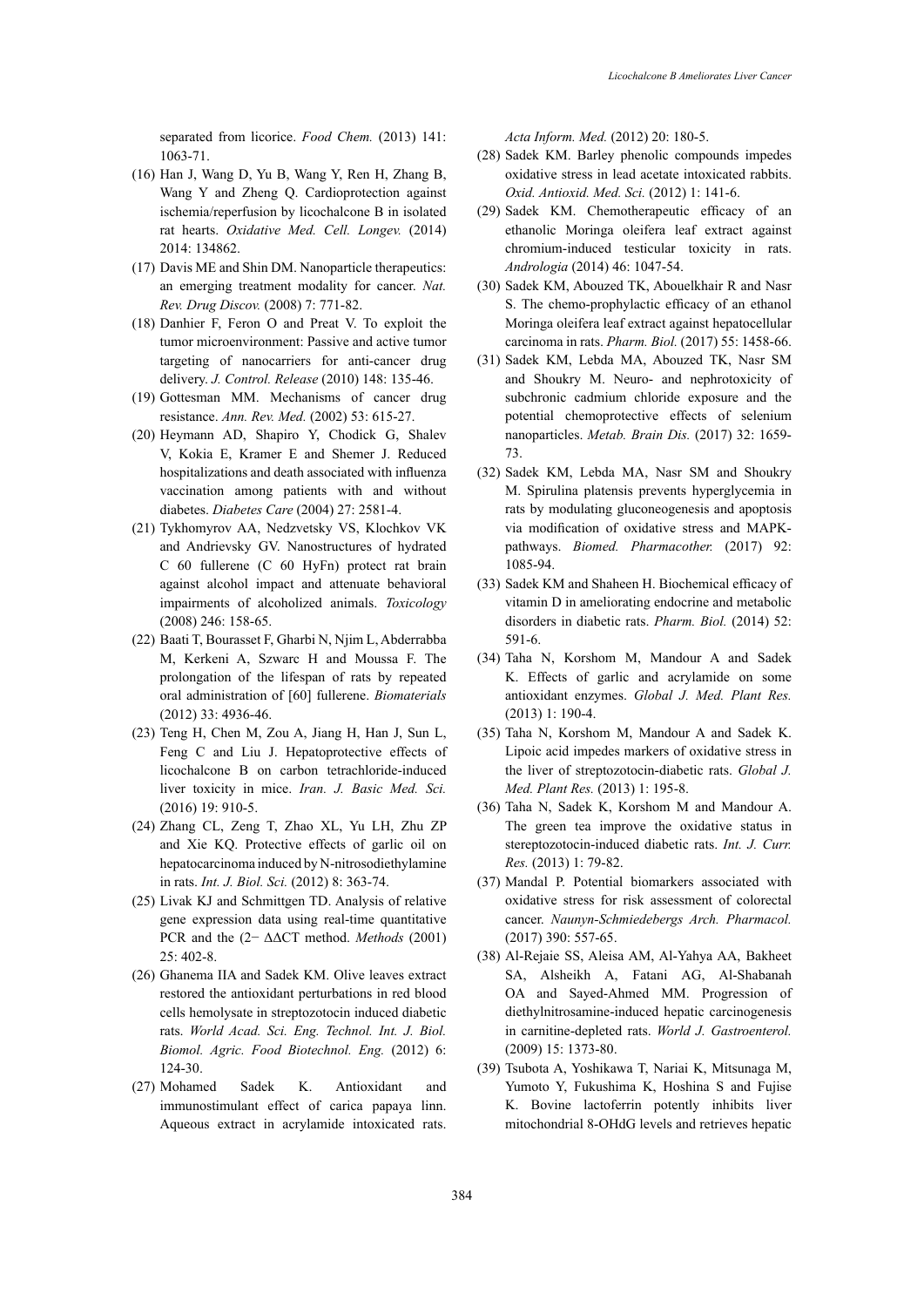separated from licorice. *Food Chem.* (2013) 141: 1063-71.

(16) Han J, Wang D, Yu B, Wang Y, Ren H, Zhang B, Wang Y and Zheng Q. Cardioprotection against ischemia/reperfusion by licochalcone B in isolated rat hearts. *Oxidative Med. Cell. Longev.* (2014) 2014: 134862.

(17) Davis ME and Shin DM. Nanoparticle therapeutics: an emerging treatment modality for cancer. *Nat. Rev. Drug Discov.* (2008) 7: 771-82.

(18) Danhier F, Feron O and Preat V. To exploit the tumor microenvironment: Passive and active tumor targeting of nanocarriers for anti-cancer drug delivery. *J. Control. Release* (2010) 148: 135-46.

(19) Gottesman MM. Mechanisms of cancer drug resistance. *Ann. Rev. Med.* (2002) 53: 615-27.

(20) Heymann AD, Shapiro Y, Chodick G, Shalev V, Kokia E, Kramer E and Shemer J. Reduced hospitalizations and death associated with influenza vaccination among patients with and without diabetes. *Diabetes Care* (2004) 27: 2581-4.

(21) Tykhomyrov AA, Nedzvetsky VS, Klochkov VK and Andrievsky GV. Nanostructures of hydrated C 60 fullerene (C 60 HyFn) protect rat brain against alcohol impact and attenuate behavioral impairments of alcoholized animals. *Toxicology* (2008) 246: 158-65.

(22) Baati T, Bourasset F, Gharbi N, Njim L, Abderrabba M, Kerkeni A, Szwarc H and Moussa F. The prolongation of the lifespan of rats by repeated oral administration of [60] fullerene. *Biomaterials* (2012) 33: 4936-46.

(23) Teng H, Chen M, Zou A, Jiang H, Han J, Sun L, Feng C and Liu J. Hepatoprotective effects of licochalcone B on carbon tetrachloride-induced liver toxicity in mice. *Iran. J. Basic Med. Sci.* (2016) 19: 910-5.

(24) Zhang CL, Zeng T, Zhao XL, Yu LH, Zhu ZP and Xie KQ. Protective effects of garlic oil on hepatocarcinoma induced by N-nitrosodiethylamine in rats. *Int. J. Biol. Sci.* (2012) 8: 363-74.

(25) Livak KJ and Schmittgen TD. Analysis of relative gene expression data using real-time quantitative PCR and the (2− ΔΔCT method. *Methods* (2001) 25: 402-8.

(26) Ghanema IIA and Sadek KM. Olive leaves extract restored the antioxidant perturbations in red blood cells hemolysate in streptozotocin induced diabetic rats. *World Acad. Sci. Eng. Technol. Int. J. Biol. Biomol. Agric. Food Biotechnol. Eng.* (2012) 6: 124-30.

(27) Mohamed Sadek K. Antioxidant and immunostimulant effect of carica papaya linn. Aqueous extract in acrylamide intoxicated rats. *Acta Inform. Med.* (2012) 20: 180-5.

(28) Sadek KM. Barley phenolic compounds impedes oxidative stress in lead acetate intoxicated rabbits. *Oxid. Antioxid. Med. Sci.* (2012) 1: 141-6.

(29) Sadek KM. Chemotherapeutic efficacy of an ethanolic Moringa oleifera leaf extract against chromium-induced testicular toxicity in rats. *Andrologia* (2014) 46: 1047-54.

(30) Sadek KM, Abouzed TK, Abouelkhair R and Nasr S. The chemo-prophylactic efficacy of an ethanol Moringa oleifera leaf extract against hepatocellular carcinoma in rats. *Pharm. Biol.* (2017) 55: 1458-66.

(31) Sadek KM, Lebda MA, Abouzed TK, Nasr SM and Shoukry M. Neuro- and nephrotoxicity of subchronic cadmium chloride exposure and the potential chemoprotective effects of selenium nanoparticles. *Metab. Brain Dis.* (2017) 32: 1659-73.

(32) Sadek KM, Lebda MA, Nasr SM and Shoukry M. Spirulina platensis prevents hyperglycemia in rats by modulating gluconeogenesis and apoptosis via modification of oxidative stress and MAPK-pathways. *Biomed. Pharmacother.* (2017) 92: 1085-94.

(33) Sadek KM and Shaheen H. Biochemical efficacy of vitamin D in ameliorating endocrine and metabolic disorders in diabetic rats. *Pharm. Biol.* (2014) 52: 591-6.

(34) Taha N, Korshom M, Mandour A and Sadek K. Effects of garlic and acrylamide on some antioxidant enzymes. *Global J. Med. Plant Res.* (2013) 1: 190-4.

(35) Taha N, Korshom M, Mandour A and Sadek K. Lipoic acid impedes markers of oxidative stress in the liver of streptozotocin-diabetic rats. *Global J. Med. Plant Res.* (2013) 1: 195-8.

(36) Taha N, Sadek K, Korshom M and Mandour A. The green tea improve the oxidative status in stereptozotocin-induced diabetic rats. *Int. J. Curr. Res.* (2013) 1: 79-82.

(37) Mandal P. Potential biomarkers associated with oxidative stress for risk assessment of colorectal cancer. *Naunyn-Schmiedebergs Arch. Pharmacol.* (2017) 390: 557-65.

(38) Al-Rejaie SS, Aleisa AM, Al-Yahya AA, Bakheet SA, Alsheikh A, Fatani AG, Al-Shabanah OA and Sayed-Ahmed MM. Progression of diethylnitrosamine-induced hepatic carcinogenesis in carnitine-depleted rats. *World J. Gastroenterol.* (2009) 15: 1373-80.

(39) Tsubota A, Yoshikawa T, Nariai K, Mitsunaga M, Yumoto Y, Fukushima K, Hoshina S and Fujise K. Bovine lactoferrin potently inhibits liver mitochondrial 8-OHdG levels and retrieves hepatic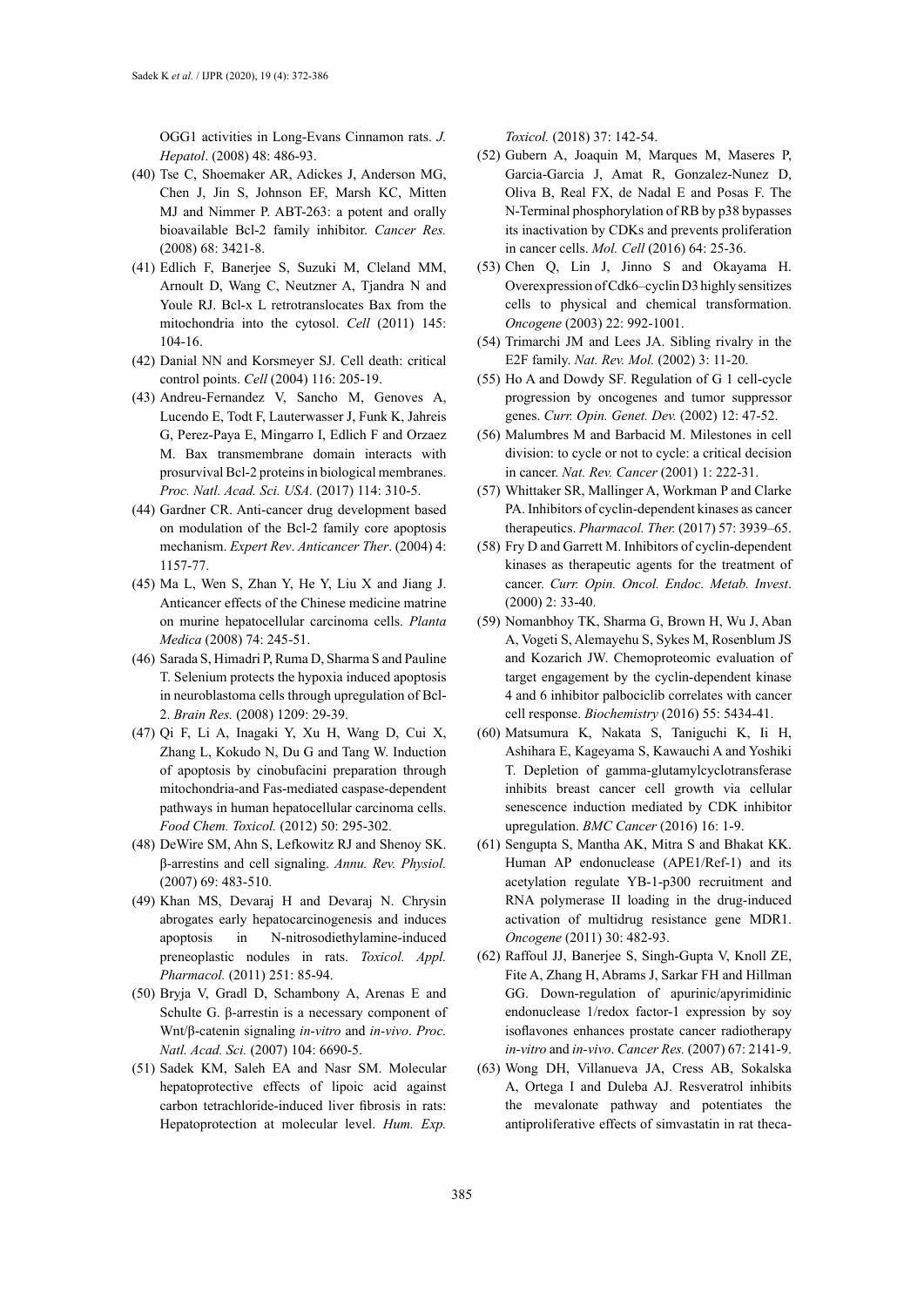OGG1 activities in Long-Evans Cinnamon rats. *J. Hepatol*. (2008) 48: 486-93.

(40) Tse C, Shoemaker AR, Adickes J, Anderson MG, Chen J, Jin S, Johnson EF, Marsh KC, Mitten MJ and Nimmer P. ABT-263: a potent and orally bioavailable Bcl-2 family inhibitor. *Cancer Res.* (2008) 68: 3421-8.

(41) Edlich F, Banerjee S, Suzuki M, Cleland MM, Arnoult D, Wang C, Neutzner A, Tjandra N and Youle RJ. Bcl-x L retrotranslocates Bax from the mitochondria into the cytosol. *Cell* (2011) 145: 104-16.

(42) Danial NN and Korsmeyer SJ. Cell death: critical control points. *Cell* (2004) 116: 205-19.

(43) Andreu-Fernandez V, Sancho M, Genoves A, Lucendo E, Todt F, Lauterwasser J, Funk K, Jahreis G, Perez-Paya E, Mingarro I, Edlich F and Orzaez M. Bax transmembrane domain interacts with prosurvival Bcl-2 proteins in biological membranes. *Proc. Natl. Acad. Sci. USA.* (2017) 114: 310-5.

(44) Gardner CR. Anti-cancer drug development based on modulation of the Bcl-2 family core apoptosis mechanism. *Expert Rev*. *Anticancer Ther*. (2004) 4: 1157-77.

(45) Ma L, Wen S, Zhan Y, He Y, Liu X and Jiang J. Anticancer effects of the Chinese medicine matrine on murine hepatocellular carcinoma cells. *Planta Medica* (2008) 74: 245-51.

(46) Sarada S, Himadri P, Ruma D, Sharma S and Pauline T. Selenium protects the hypoxia induced apoptosis in neuroblastoma cells through upregulation of Bcl-2. *Brain Res.* (2008) 1209: 29-39.

(47) Qi F, Li A, Inagaki Y, Xu H, Wang D, Cui X, Zhang L, Kokudo N, Du G and Tang W. Induction of apoptosis by cinobufacini preparation through mitochondria-and Fas-mediated caspase-dependent pathways in human hepatocellular carcinoma cells. *Food Chem. Toxicol.* (2012) 50: 295-302.

(48) DeWire SM, Ahn S, Lefkowitz RJ and Shenoy SK. β-arrestins and cell signaling. *Annu. Rev. Physiol.* (2007) 69: 483-510.

(49) Khan MS, Devaraj H and Devaraj N. Chrysin abrogates early hepatocarcinogenesis and induces apoptosis in N-nitrosodiethylamine-induced preneoplastic nodules in rats. *Toxicol. Appl. Pharmacol.* (2011) 251: 85-94.

(50) Bryja V, Gradl D, Schambony A, Arenas E and Schulte G. β-arrestin is a necessary component of Wnt/β-catenin signaling *in-vitro* and *in-vivo*. *Proc. Natl. Acad. Sci.* (2007) 104: 6690-5.

(51) Sadek KM, Saleh EA and Nasr SM. Molecular hepatoprotective effects of lipoic acid against carbon tetrachloride-induced liver fibrosis in rats: Hepatoprotection at molecular level. *Hum. Exp. Toxicol.* (2018) 37: 142-54.

(52) Gubern A, Joaquin M, Marques M, Maseres P, Garcia-Garcia J, Amat R, Gonzalez-Nunez D, Oliva B, Real FX, de Nadal E and Posas F. The N-Terminal phosphorylation of RB by p38 bypasses its inactivation by CDKs and prevents proliferation in cancer cells. *Mol. Cell* (2016) 64: 25-36.

(53) Chen Q, Lin J, Jinno S and Okayama H. Overexpression of Cdk6–cyclin D3 highly sensitizes cells to physical and chemical transformation. *Oncogene* (2003) 22: 992-1001.

(54) Trimarchi JM and Lees JA. Sibling rivalry in the E2F family. *Nat. Rev. Mol.* (2002) 3: 11-20.

(55) Ho A and Dowdy SF. Regulation of G 1 cell-cycle progression by oncogenes and tumor suppressor genes. *Curr. Opin. Genet. Dev.* (2002) 12: 47-52.

(56) Malumbres M and Barbacid M. Milestones in cell division: to cycle or not to cycle: a critical decision in cancer. *Nat. Rev. Cancer* (2001) 1: 222-31.

(57) Whittaker SR, Mallinger A, Workman P and Clarke PA. Inhibitors of cyclin-dependent kinases as cancer therapeutics. *Pharmacol. Ther.* (2017) 57: 3939–65.

(58) Fry D and Garrett M. Inhibitors of cyclin-dependent kinases as therapeutic agents for the treatment of cancer. *Curr. Opin. Oncol. Endoc. Metab. Invest*. (2000) 2: 33-40.

(59) Nomanbhoy TK, Sharma G, Brown H, Wu J, Aban A, Vogeti S, Alemayehu S, Sykes M, Rosenblum JS and Kozarich JW. Chemoproteomic evaluation of target engagement by the cyclin-dependent kinase 4 and 6 inhibitor palbociclib correlates with cancer cell response. *Biochemistry* (2016) 55: 5434-41.

(60) Matsumura K, Nakata S, Taniguchi K, Ii H, Ashihara E, Kageyama S, Kawauchi A and Yoshiki T. Depletion of gamma-glutamylcyclotransferase inhibits breast cancer cell growth via cellular senescence induction mediated by CDK inhibitor upregulation. *BMC Cancer* (2016) 16: 1-9.

(61) Sengupta S, Mantha AK, Mitra S and Bhakat KK. Human AP endonuclease (APE1/Ref-1) and its acetylation regulate YB-1-p300 recruitment and RNA polymerase II loading in the drug-induced activation of multidrug resistance gene MDR1. *Oncogene* (2011) 30: 482-93.

(62) Raffoul JJ, Banerjee S, Singh-Gupta V, Knoll ZE, Fite A, Zhang H, Abrams J, Sarkar FH and Hillman GG. Down-regulation of apurinic/apyrimidinic endonuclease 1/redox factor-1 expression by soy isoflavones enhances prostate cancer radiotherapy *in-vitro* and *in-vivo*. *Cancer Res.* (2007) 67: 2141-9.

(63) Wong DH, Villanueva JA, Cress AB, Sokalska A, Ortega I and Duleba AJ. Resveratrol inhibits the mevalonate pathway and potentiates the antiproliferative effects of simvastatin in rat theca-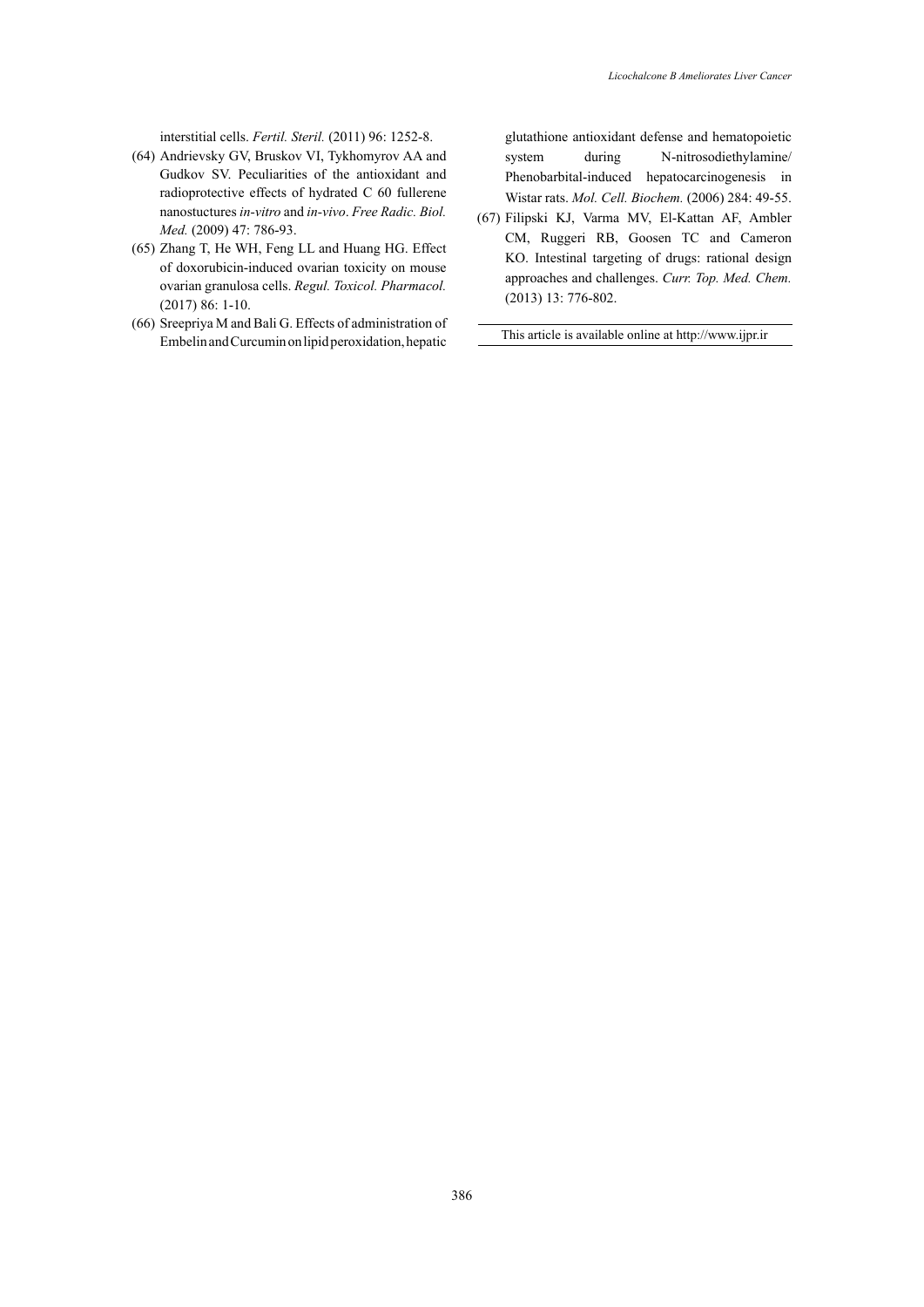interstitial cells. *Fertil. Steril.* (2011) 96: 1252-8.

(64) Andrievsky GV, Bruskov VI, Tykhomyrov AA and Gudkov SV. Peculiarities of the antioxidant and radioprotective effects of hydrated C 60 fullerene nanostuctures *in-vitro* and *in-vivo*. *Free Radic. Biol. Med.* (2009) 47: 786-93.

(65) Zhang T, He WH, Feng LL and Huang HG. Effect of doxorubicin-induced ovarian toxicity on mouse ovarian granulosa cells. *Regul. Toxicol. Pharmacol.* (2017) 86: 1-10.

(66) Sreepriya M and Bali G. Effects of administration of Embelin and Curcumin on lipid peroxidation, hepatic glutathione antioxidant defense and hematopoietic system during N-nitrosodiethylamine/ Phenobarbital-induced hepatocarcinogenesis in Wistar rats. *Mol. Cell. Biochem.* (2006) 284: 49-55.

(67) Filipski KJ, Varma MV, El-Kattan AF, Ambler CM, Ruggeri RB, Goosen TC and Cameron KO. Intestinal targeting of drugs: rational design approaches and challenges. *Curr. Top. Med. Chem.* (2013) 13: 776-802.

This article is available online at http://www.ijpr.ir